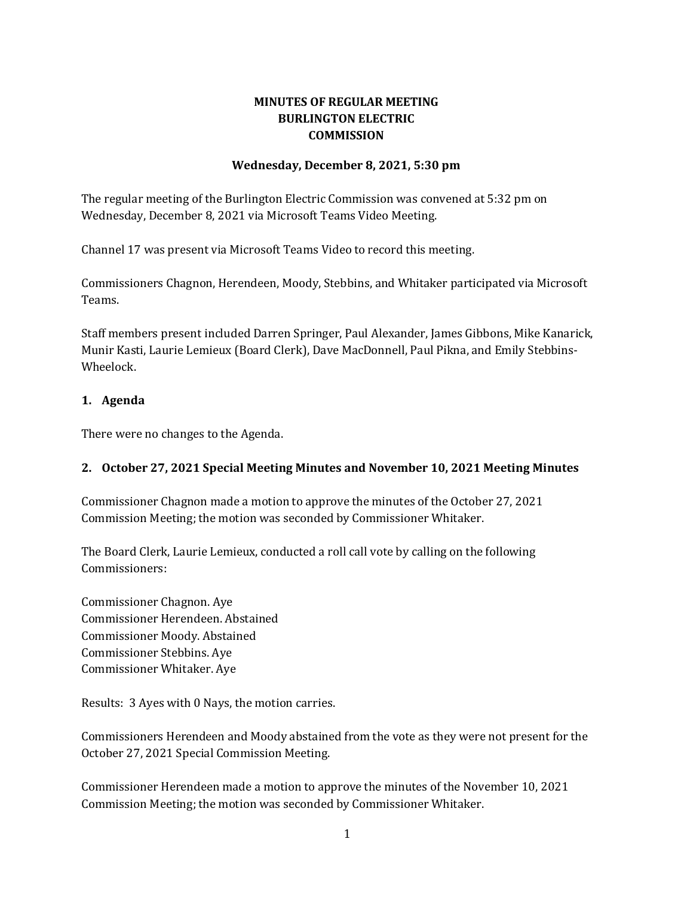# MINUTES OF REGULAR MEETING
# BURLINGTON ELECTRIC
# COMMISSION

**Wednesday, December 8, 2021, 5:30 pm**

The regular meeting of the Burlington Electric Commission was convened at 5:32 pm on Wednesday, December 8, 2021 via Microsoft Teams Video Meeting.

Channel 17 was present via Microsoft Teams Video to record this meeting.

Commissioners Chagnon, Herendeen, Moody, Stebbins, and Whitaker participated via Microsoft Teams.

Staff members present included Darren Springer, Paul Alexander, James Gibbons, Mike Kanarick, Munir Kasti, Laurie Lemieux (Board Clerk), Dave MacDonnell, Paul Pikna, and Emily Stebbins-Wheelock.

## 1. Agenda

There were no changes to the Agenda.

## 2. October 27, 2021 Special Meeting Minutes and November 10, 2021 Meeting Minutes

Commissioner Chagnon made a motion to approve the minutes of the October 27, 2021 Commission Meeting; the motion was seconded by Commissioner Whitaker.

The Board Clerk, Laurie Lemieux, conducted a roll call vote by calling on the following Commissioners:

Commissioner Chagnon. Aye
Commissioner Herendeen. Abstained
Commissioner Moody. Abstained
Commissioner Stebbins. Aye
Commissioner Whitaker. Aye

Results: 3 Ayes with 0 Nays, the motion carries.

Commissioners Herendeen and Moody abstained from the vote as they were not present for the October 27, 2021 Special Commission Meeting.

Commissioner Herendeen made a motion to approve the minutes of the November 10, 2021 Commission Meeting; the motion was seconded by Commissioner Whitaker.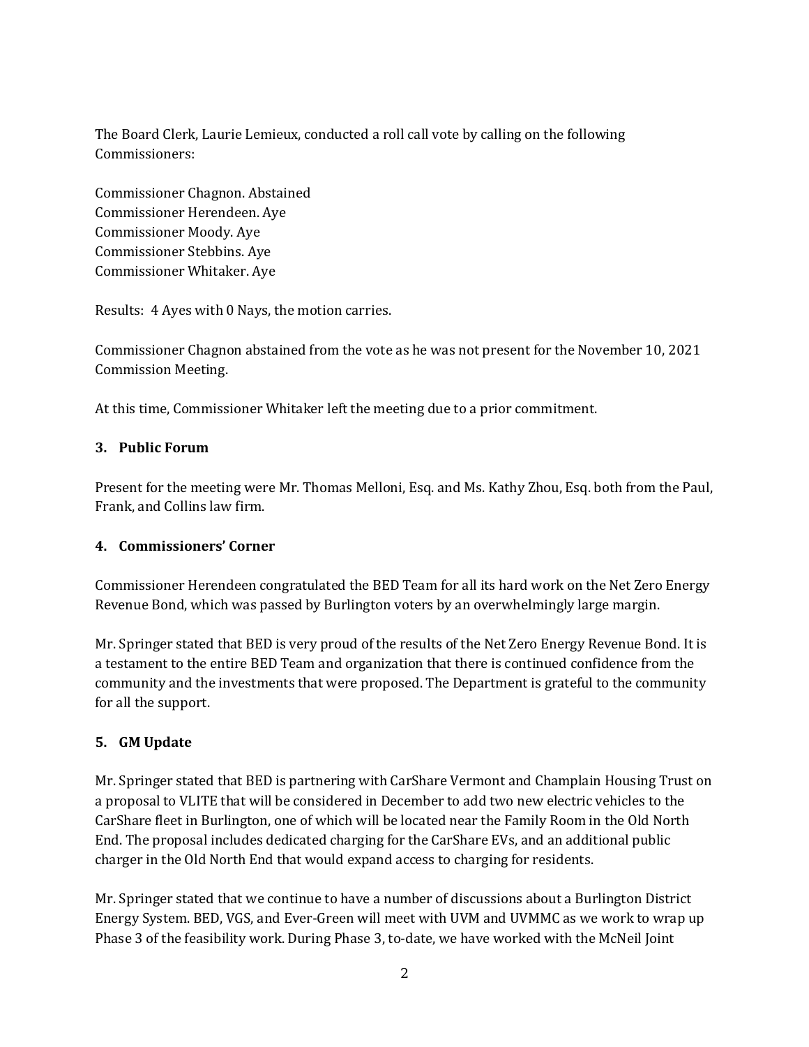The Board Clerk, Laurie Lemieux, conducted a roll call vote by calling on the following Commissioners:

Commissioner Chagnon. Abstained
Commissioner Herendeen. Aye
Commissioner Moody. Aye
Commissioner Stebbins. Aye
Commissioner Whitaker. Aye

Results: 4 Ayes with 0 Nays, the motion carries.

Commissioner Chagnon abstained from the vote as he was not present for the November 10, 2021 Commission Meeting.

At this time, Commissioner Whitaker left the meeting due to a prior commitment.

### 3. Public Forum

Present for the meeting were Mr. Thomas Melloni, Esq. and Ms. Kathy Zhou, Esq. both from the Paul, Frank, and Collins law firm.

### 4. Commissioners' Corner

Commissioner Herendeen congratulated the BED Team for all its hard work on the Net Zero Energy Revenue Bond, which was passed by Burlington voters by an overwhelmingly large margin.

Mr. Springer stated that BED is very proud of the results of the Net Zero Energy Revenue Bond. It is a testament to the entire BED Team and organization that there is continued confidence from the community and the investments that were proposed. The Department is grateful to the community for all the support.

### 5. GM Update

Mr. Springer stated that BED is partnering with CarShare Vermont and Champlain Housing Trust on a proposal to VLITE that will be considered in December to add two new electric vehicles to the CarShare fleet in Burlington, one of which will be located near the Family Room in the Old North End. The proposal includes dedicated charging for the CarShare EVs, and an additional public charger in the Old North End that would expand access to charging for residents.

Mr. Springer stated that we continue to have a number of discussions about a Burlington District Energy System. BED, VGS, and Ever-Green will meet with UVM and UVMMC as we work to wrap up Phase 3 of the feasibility work. During Phase 3, to-date, we have worked with the McNeil Joint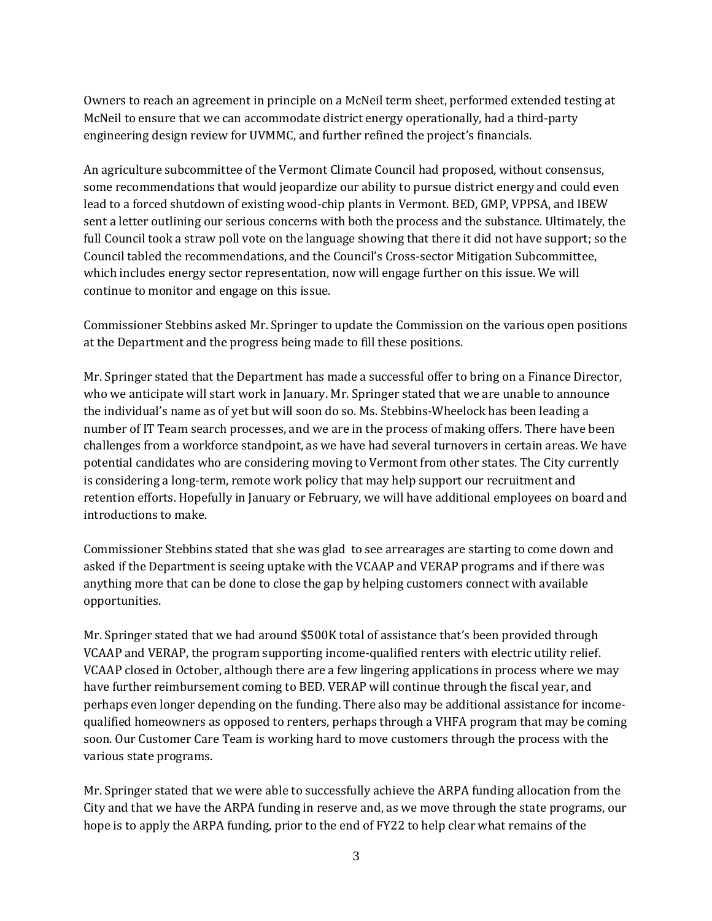Owners to reach an agreement in principle on a McNeil term sheet, performed extended testing at McNeil to ensure that we can accommodate district energy operationally, had a third-party engineering design review for UVMMC, and further refined the project's financials.

An agriculture subcommittee of the Vermont Climate Council had proposed, without consensus, some recommendations that would jeopardize our ability to pursue district energy and could even lead to a forced shutdown of existing wood-chip plants in Vermont. BED, GMP, VPPSA, and IBEW sent a letter outlining our serious concerns with both the process and the substance. Ultimately, the full Council took a straw poll vote on the language showing that there it did not have support; so the Council tabled the recommendations, and the Council's Cross-sector Mitigation Subcommittee, which includes energy sector representation, now will engage further on this issue. We will continue to monitor and engage on this issue.

Commissioner Stebbins asked Mr. Springer to update the Commission on the various open positions at the Department and the progress being made to fill these positions.

Mr. Springer stated that the Department has made a successful offer to bring on a Finance Director, who we anticipate will start work in January. Mr. Springer stated that we are unable to announce the individual's name as of yet but will soon do so. Ms. Stebbins-Wheelock has been leading a number of IT Team search processes, and we are in the process of making offers. There have been challenges from a workforce standpoint, as we have had several turnovers in certain areas. We have potential candidates who are considering moving to Vermont from other states. The City currently is considering a long-term, remote work policy that may help support our recruitment and retention efforts. Hopefully in January or February, we will have additional employees on board and introductions to make.

Commissioner Stebbins stated that she was glad to see arrearages are starting to come down and asked if the Department is seeing uptake with the VCAAP and VERAP programs and if there was anything more that can be done to close the gap by helping customers connect with available opportunities.

Mr. Springer stated that we had around $500K total of assistance that's been provided through VCAAP and VERAP, the program supporting income-qualified renters with electric utility relief. VCAAP closed in October, although there are a few lingering applications in process where we may have further reimbursement coming to BED. VERAP will continue through the fiscal year, and perhaps even longer depending on the funding. There also may be additional assistance for income-qualified homeowners as opposed to renters, perhaps through a VHFA program that may be coming soon. Our Customer Care Team is working hard to move customers through the process with the various state programs.

Mr. Springer stated that we were able to successfully achieve the ARPA funding allocation from the City and that we have the ARPA funding in reserve and, as we move through the state programs, our hope is to apply the ARPA funding, prior to the end of FY22 to help clear what remains of the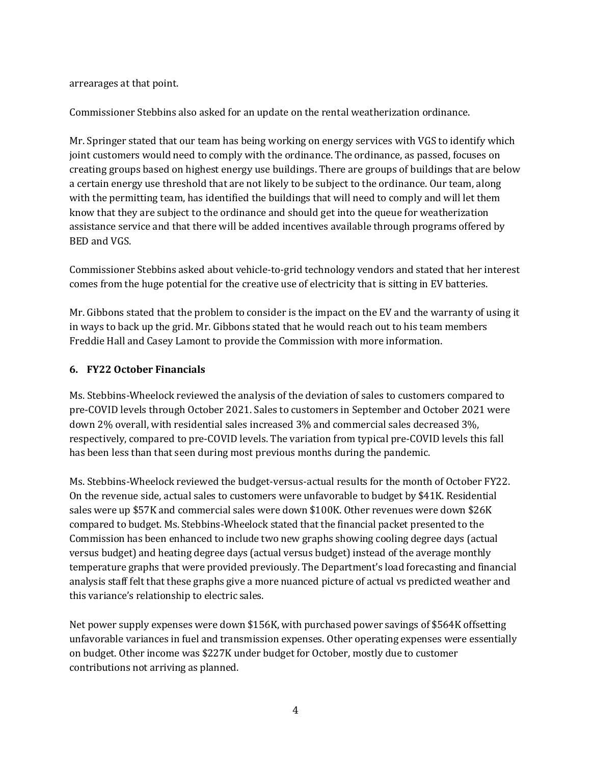arrearages at that point.

Commissioner Stebbins also asked for an update on the rental weatherization ordinance.

Mr. Springer stated that our team has being working on energy services with VGS to identify which joint customers would need to comply with the ordinance. The ordinance, as passed, focuses on creating groups based on highest energy use buildings. There are groups of buildings that are below a certain energy use threshold that are not likely to be subject to the ordinance. Our team, along with the permitting team, has identified the buildings that will need to comply and will let them know that they are subject to the ordinance and should get into the queue for weatherization assistance service and that there will be added incentives available through programs offered by BED and VGS.

Commissioner Stebbins asked about vehicle-to-grid technology vendors and stated that her interest comes from the huge potential for the creative use of electricity that is sitting in EV batteries.

Mr. Gibbons stated that the problem to consider is the impact on the EV and the warranty of using it in ways to back up the grid. Mr. Gibbons stated that he would reach out to his team members Freddie Hall and Casey Lamont to provide the Commission with more information.

### 6. FY22 October Financials

Ms. Stebbins-Wheelock reviewed the analysis of the deviation of sales to customers compared to pre-COVID levels through October 2021. Sales to customers in September and October 2021 were down 2% overall, with residential sales increased 3% and commercial sales decreased 3%, respectively, compared to pre-COVID levels. The variation from typical pre-COVID levels this fall has been less than that seen during most previous months during the pandemic.

Ms. Stebbins-Wheelock reviewed the budget-versus-actual results for the month of October FY22. On the revenue side, actual sales to customers were unfavorable to budget by $41K. Residential sales were up $57K and commercial sales were down $100K. Other revenues were down $26K compared to budget. Ms. Stebbins-Wheelock stated that the financial packet presented to the Commission has been enhanced to include two new graphs showing cooling degree days (actual versus budget) and heating degree days (actual versus budget) instead of the average monthly temperature graphs that were provided previously. The Department's load forecasting and financial analysis staff felt that these graphs give a more nuanced picture of actual vs predicted weather and this variance's relationship to electric sales.

Net power supply expenses were down $156K, with purchased power savings of $564K offsetting unfavorable variances in fuel and transmission expenses. Other operating expenses were essentially on budget. Other income was $227K under budget for October, mostly due to customer contributions not arriving as planned.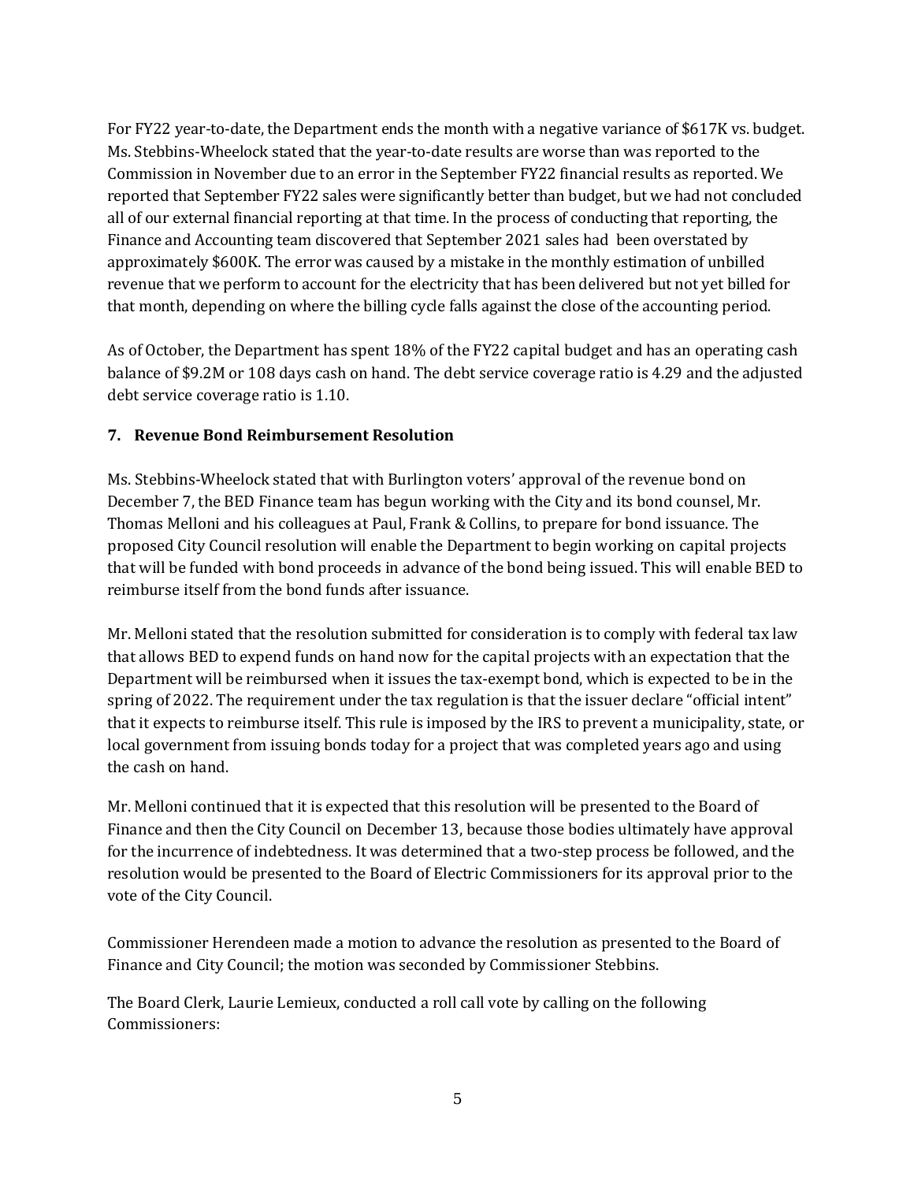For FY22 year-to-date, the Department ends the month with a negative variance of $617K vs. budget. Ms. Stebbins-Wheelock stated that the year-to-date results are worse than was reported to the Commission in November due to an error in the September FY22 financial results as reported. We reported that September FY22 sales were significantly better than budget, but we had not concluded all of our external financial reporting at that time. In the process of conducting that reporting, the Finance and Accounting team discovered that September 2021 sales had been overstated by approximately $600K. The error was caused by a mistake in the monthly estimation of unbilled revenue that we perform to account for the electricity that has been delivered but not yet billed for that month, depending on where the billing cycle falls against the close of the accounting period.

As of October, the Department has spent 18% of the FY22 capital budget and has an operating cash balance of $9.2M or 108 days cash on hand. The debt service coverage ratio is 4.29 and the adjusted debt service coverage ratio is 1.10.

### 7. Revenue Bond Reimbursement Resolution

Ms. Stebbins-Wheelock stated that with Burlington voters' approval of the revenue bond on December 7, the BED Finance team has begun working with the City and its bond counsel, Mr. Thomas Melloni and his colleagues at Paul, Frank & Collins, to prepare for bond issuance. The proposed City Council resolution will enable the Department to begin working on capital projects that will be funded with bond proceeds in advance of the bond being issued. This will enable BED to reimburse itself from the bond funds after issuance.

Mr. Melloni stated that the resolution submitted for consideration is to comply with federal tax law that allows BED to expend funds on hand now for the capital projects with an expectation that the Department will be reimbursed when it issues the tax-exempt bond, which is expected to be in the spring of 2022. The requirement under the tax regulation is that the issuer declare "official intent" that it expects to reimburse itself. This rule is imposed by the IRS to prevent a municipality, state, or local government from issuing bonds today for a project that was completed years ago and using the cash on hand.

Mr. Melloni continued that it is expected that this resolution will be presented to the Board of Finance and then the City Council on December 13, because those bodies ultimately have approval for the incurrence of indebtedness. It was determined that a two-step process be followed, and the resolution would be presented to the Board of Electric Commissioners for its approval prior to the vote of the City Council.

Commissioner Herendeen made a motion to advance the resolution as presented to the Board of Finance and City Council; the motion was seconded by Commissioner Stebbins.

The Board Clerk, Laurie Lemieux, conducted a roll call vote by calling on the following Commissioners: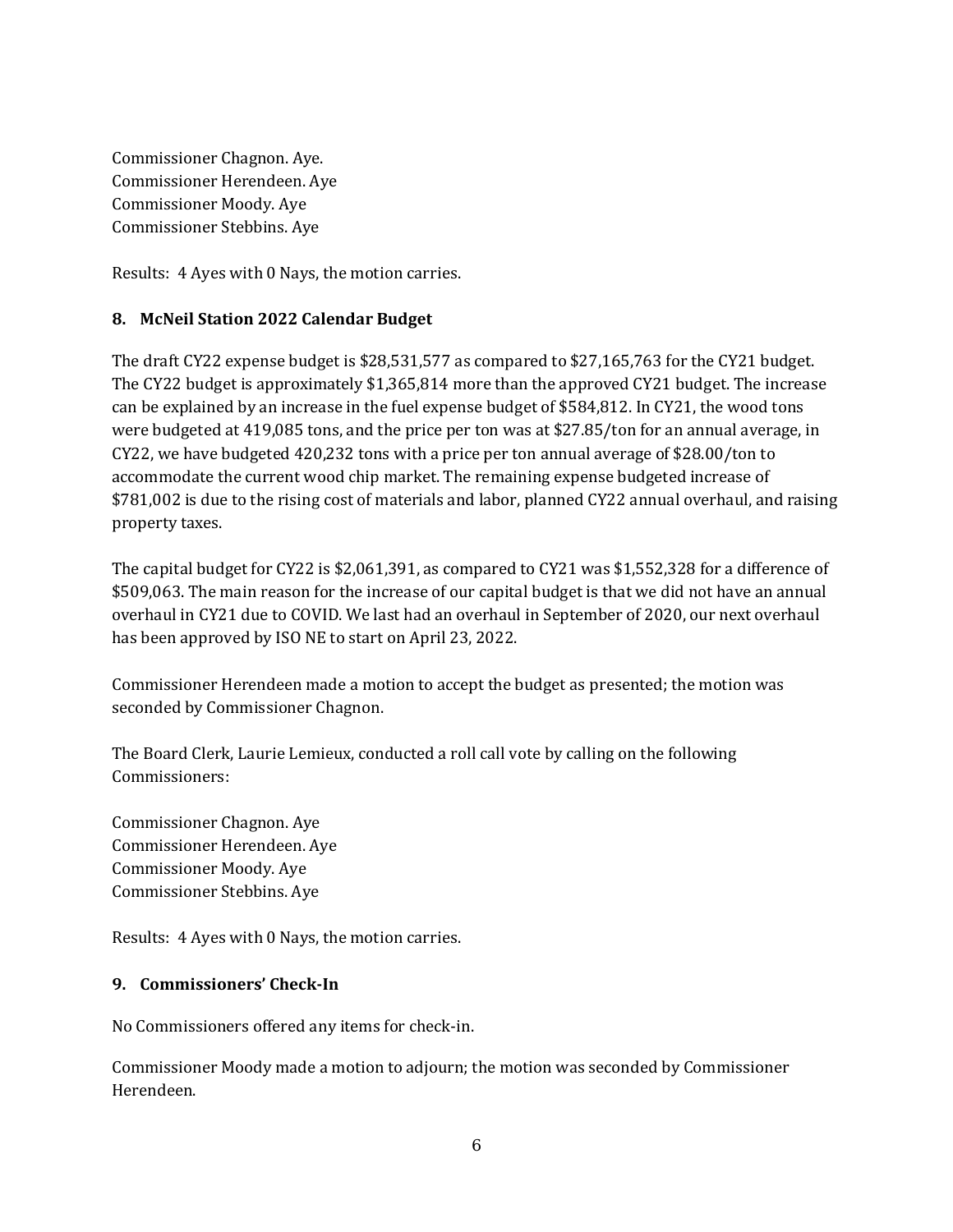Commissioner Chagnon. Aye.
Commissioner Herendeen. Aye
Commissioner Moody. Aye
Commissioner Stebbins. Aye

Results: 4 Ayes with 0 Nays, the motion carries.

**8. McNeil Station 2022 Calendar Budget**

The draft CY22 expense budget is $28,531,577 as compared to $27,165,763 for the CY21 budget. The CY22 budget is approximately $1,365,814 more than the approved CY21 budget. The increase can be explained by an increase in the fuel expense budget of $584,812. In CY21, the wood tons were budgeted at 419,085 tons, and the price per ton was at $27.85/ton for an annual average, in CY22, we have budgeted 420,232 tons with a price per ton annual average of $28.00/ton to accommodate the current wood chip market. The remaining expense budgeted increase of $781,002 is due to the rising cost of materials and labor, planned CY22 annual overhaul, and raising property taxes.

The capital budget for CY22 is $2,061,391, as compared to CY21 was $1,552,328 for a difference of $509,063. The main reason for the increase of our capital budget is that we did not have an annual overhaul in CY21 due to COVID. We last had an overhaul in September of 2020, our next overhaul has been approved by ISO NE to start on April 23, 2022.

Commissioner Herendeen made a motion to accept the budget as presented; the motion was seconded by Commissioner Chagnon.

The Board Clerk, Laurie Lemieux, conducted a roll call vote by calling on the following Commissioners:

Commissioner Chagnon. Aye
Commissioner Herendeen. Aye
Commissioner Moody. Aye
Commissioner Stebbins. Aye

Results: 4 Ayes with 0 Nays, the motion carries.

**9. Commissioners' Check-In**

No Commissioners offered any items for check-in.

Commissioner Moody made a motion to adjourn; the motion was seconded by Commissioner Herendeen.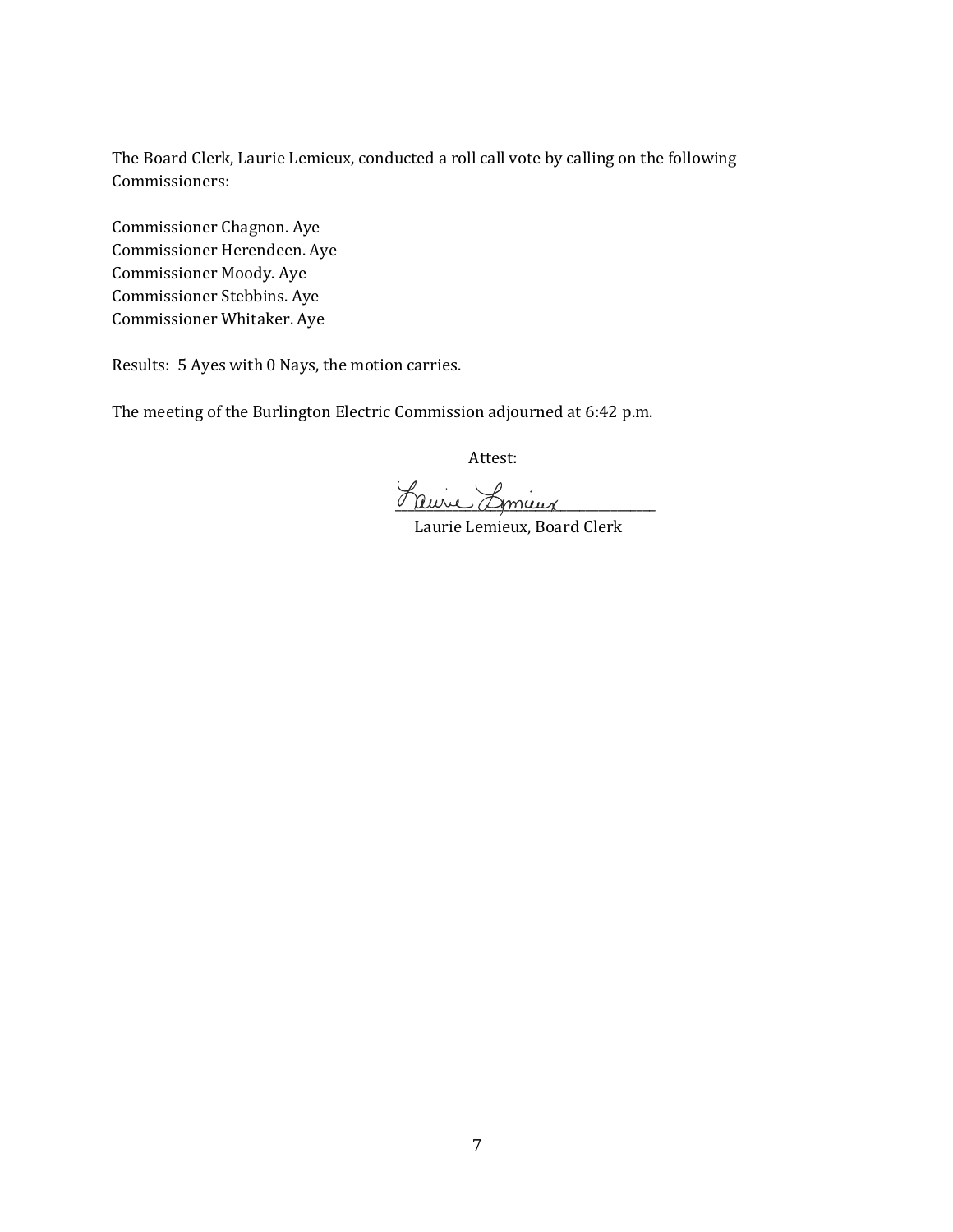The Board Clerk, Laurie Lemieux, conducted a roll call vote by calling on the following Commissioners:

Commissioner Chagnon. Aye
Commissioner Herendeen. Aye
Commissioner Moody. Aye
Commissioner Stebbins. Aye
Commissioner Whitaker. Aye

Results: 5 Ayes with 0 Nays, the motion carries.

The meeting of the Burlington Electric Commission adjourned at 6:42 p.m.

Attest:

Laurie Lemieux

Laurie Lemieux, Board Clerk